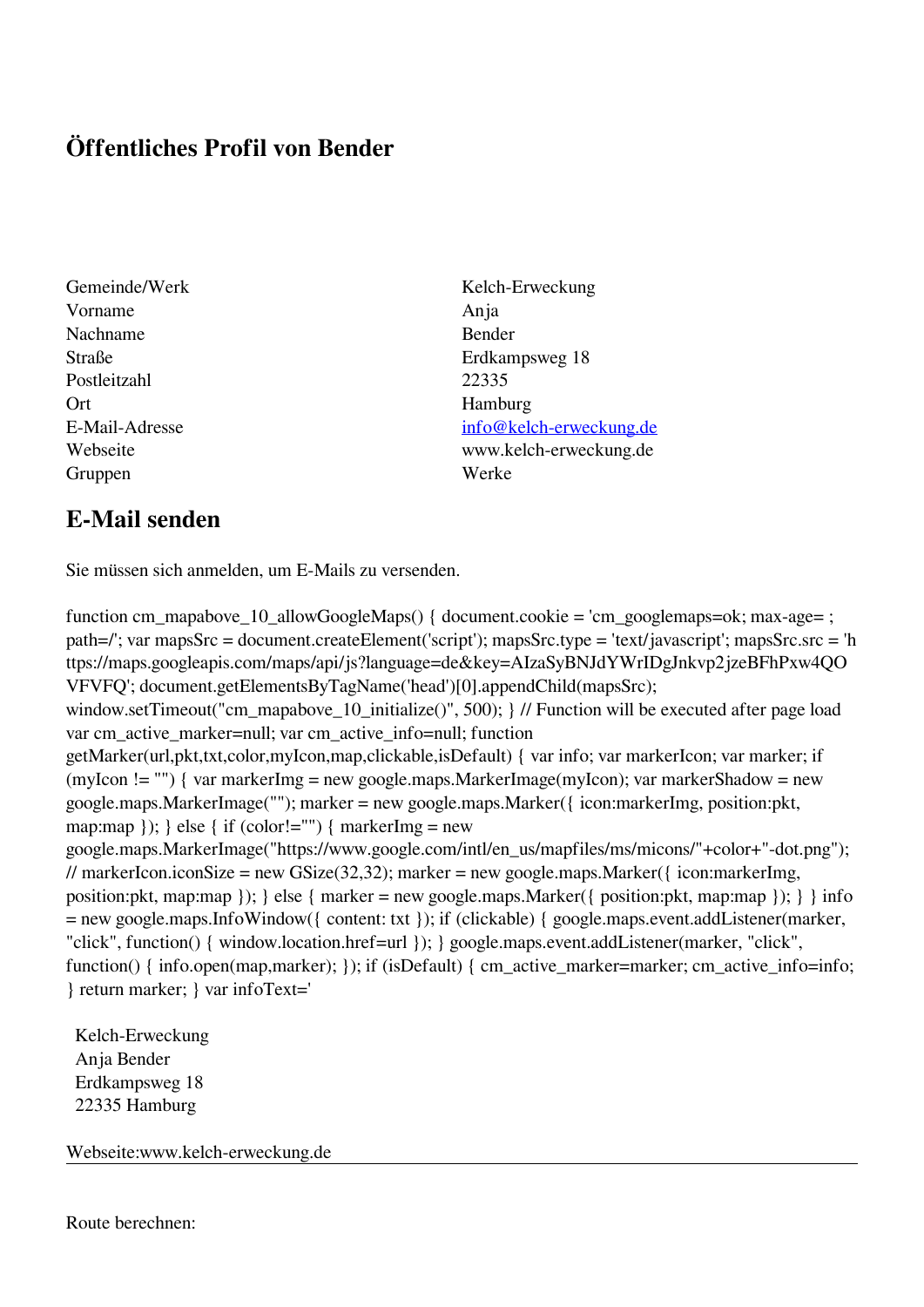# Öffentliches Profil von Bender

| | |
|---|---|
| Gemeinde/Werk | Kelch-Erweckung |
| Vorname | Anja |
| Nachname | Bender |
| Straße | Erdkampsweg 18 |
| Postleitzahl | 22335 |
| Ort | Hamburg |
| E-Mail-Adresse | info@kelch-erweckung.de |
| Webseite | www.kelch-erweckung.de |
| Gruppen | Werke |

## E-Mail senden

Sie müssen sich anmelden, um E-Mails zu versenden.

```
function cm_mapabove_10_allowGoogleMaps() { document.cookie = 'cm_googlemaps=ok; max-age= ; path=/'; var mapsSrc = document.createElement('script'); mapsSrc.type = 'text/javascript'; mapsSrc.src = 'https://maps.googleapis.com/maps/api/js?language=de&key=AIzaSyBNJdYWrIDgJnkvp2jzeBFhPxw4QOVFVFQ'; document.getElementsByTagName('head')[0].appendChild(mapsSrc); window.setTimeout("cm_mapabove_10_initialize()", 500); } // Function will be executed after page load var cm_active_marker=null; var cm_active_info=null; function getMarker(url,pkt,txt,color,myIcon,map,clickable,isDefault) { var info; var markerIcon; var marker; if (myIcon != "") { var markerImg = new google.maps.MarkerImage(myIcon); var markerShadow = new google.maps.MarkerImage(""); marker = new google.maps.Marker({ icon:markerImg, position:pkt, map:map }); } else { if (color!="") { markerImg = new google.maps.MarkerImage("https://www.google.com/intl/en_us/mapfiles/ms/micons/"+color+"-dot.png"); // markerIcon.iconSize = new GSize(32,32); marker = new google.maps.Marker({ icon:markerImg, position:pkt, map:map }); } else { marker = new google.maps.Marker({ position:pkt, map:map }); } } info = new google.maps.InfoWindow({ content: txt }); if (clickable) { google.maps.event.addListener(marker, "click", function() { window.location.href=url }); } google.maps.event.addListener(marker, "click", function() { info.open(map,marker); }); if (isDefault) { cm_active_marker=marker; cm_active_info=info; } return marker; } var infoText='
```

Kelch-Erweckung
Anja Bender
Erdkampsweg 18
22335 Hamburg

Webseite:www.kelch-erweckung.de

---

Route berechnen: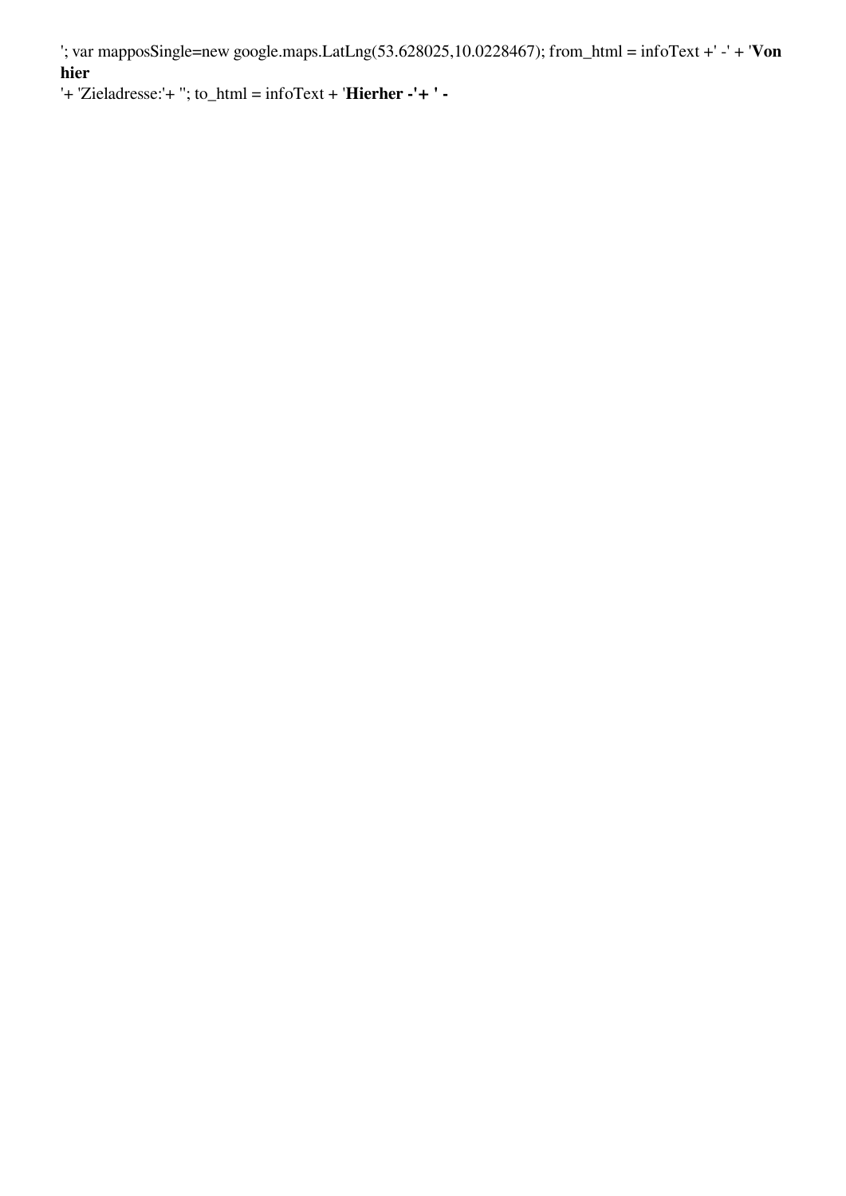'; var mapposSingle=new google.maps.LatLng(53.628025,10.0228467); from_html = infoText +' -' + '**Von hier**

'+ 'Zieladresse:'+ ''; to_html = infoText + '**Hierher -'+ ' -**